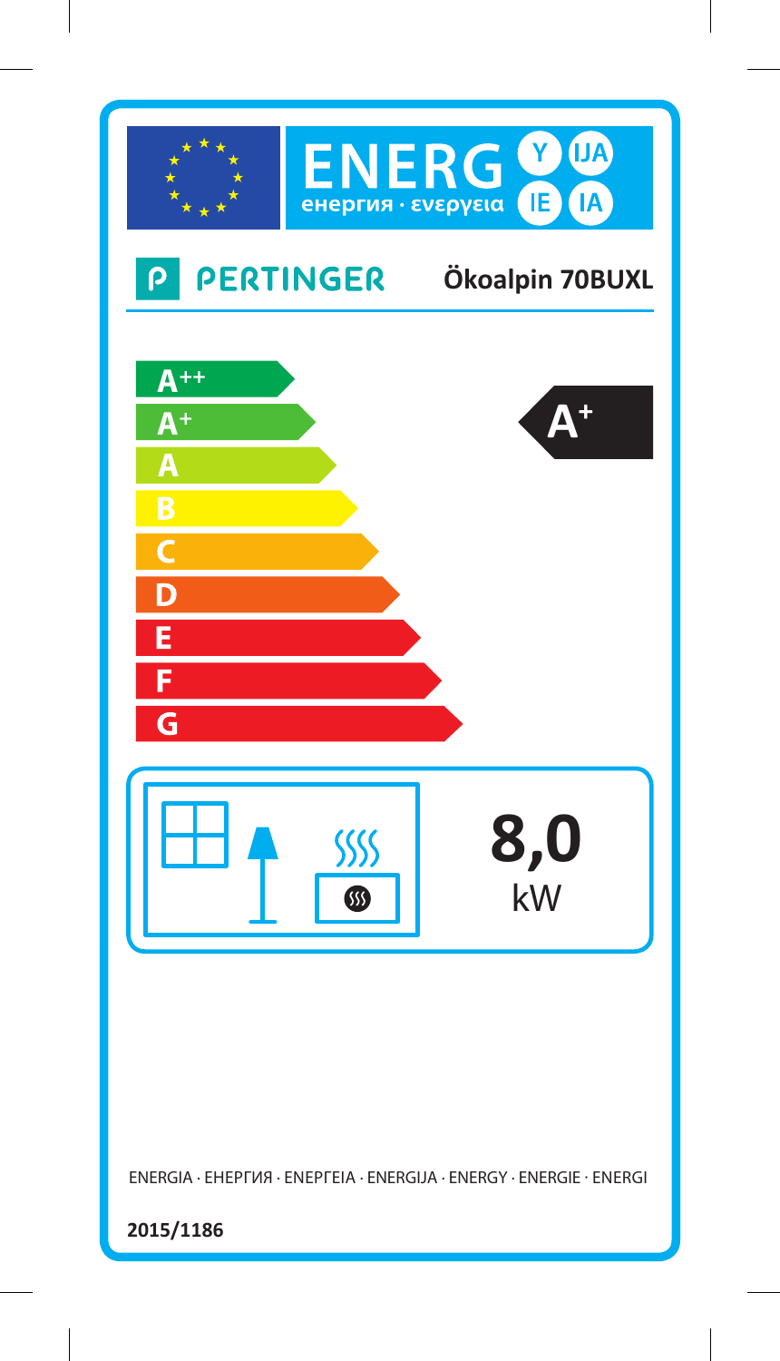ENERG Y IJA IE IA
енергия · ενεργεια

**PERTINGER** **Ökoalpin 70BUXL**

A++
A+
A
B
C
D
E
F
G

**A+**

**8,0** kW

ENERGIA · ЕНЕРГИЯ · ΕΝΕΡΓΕΙΑ · ENERGIJA · ENERGY · ENERGIE · ENERGI

**2015/1186**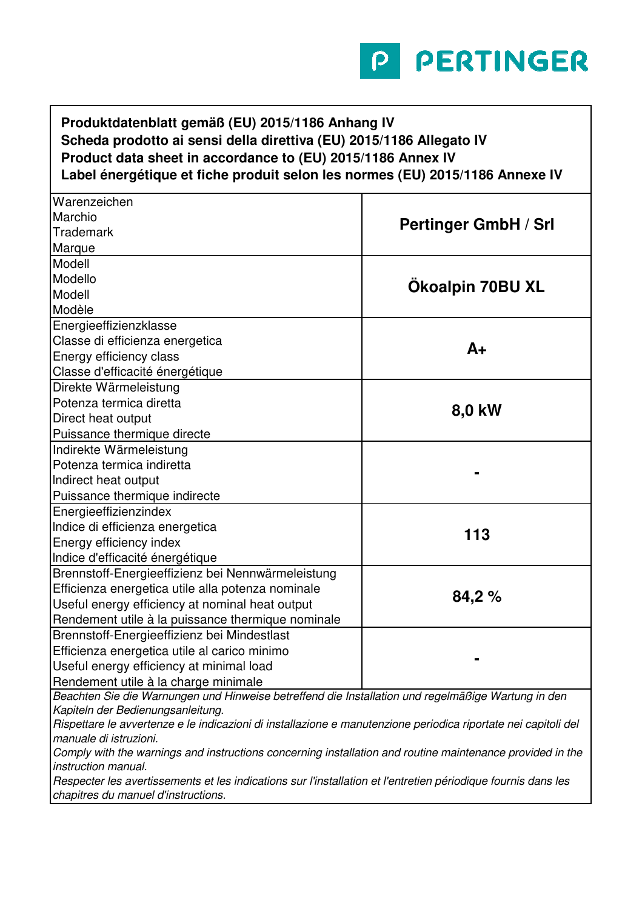PERTINGER

**Produktdatenblatt gemäß (EU) 2015/1186 Anhang IV**
**Scheda prodotto ai sensi della direttiva (EU) 2015/1186 Allegato IV**
**Product data sheet in accordance to (EU) 2015/1186 Annex IV**
**Label énergétique et fiche produit selon les normes (EU) 2015/1186 Annexe IV**

| | |
|---|---|
| Warenzeichen<br>Marchio<br>Trademark<br>Marque | **Pertinger GmbH / Srl** |
| Modell<br>Modello<br>Modell<br>Modèle | **Ökoalpin 70BU XL** |
| Energieeffizienzklasse<br>Classe di efficienza energetica<br>Energy efficiency class<br>Classe d'efficacité énergétique | **A+** |
| Direkte Wärmeleistung<br>Potenza termica diretta<br>Direct heat output<br>Puissance thermique directe | **8,0 kW** |
| Indirekte Wärmeleistung<br>Potenza termica indiretta<br>Indirect heat output<br>Puissance thermique indirecte | **-** |
| Energieeffizienzindex<br>Indice di efficienza energetica<br>Energy efficiency index<br>Indice d'efficacité énergétique | **113** |
| Brennstoff-Energieeffizienz bei Nennwärmeleistung<br>Efficienza energetica utile alla potenza nominale<br>Useful energy efficiency at nominal heat output<br>Rendement utile à la puissance thermique nominale | **84,2 %** |
| Brennstoff-Energieeffizienz bei Mindestlast<br>Efficienza energetica utile al carico minimo<br>Useful energy efficiency at minimal load<br>Rendement utile à la charge minimale | **-** |

*Beachten Sie die Warnungen und Hinweise betreffend die Installation und regelmäßige Wartung in den Kapiteln der Bedienungsanleitung.*
*Rispettare le avvertenze e le indicazioni di installazione e manutenzione periodica riportate nei capitoli del manuale di istruzioni.*
*Comply with the warnings and instructions concerning installation and routine maintenance provided in the instruction manual.*
*Respecter les avertissements et les indications sur l'installation et l'entretien périodique fournis dans les chapitres du manuel d'instructions.*